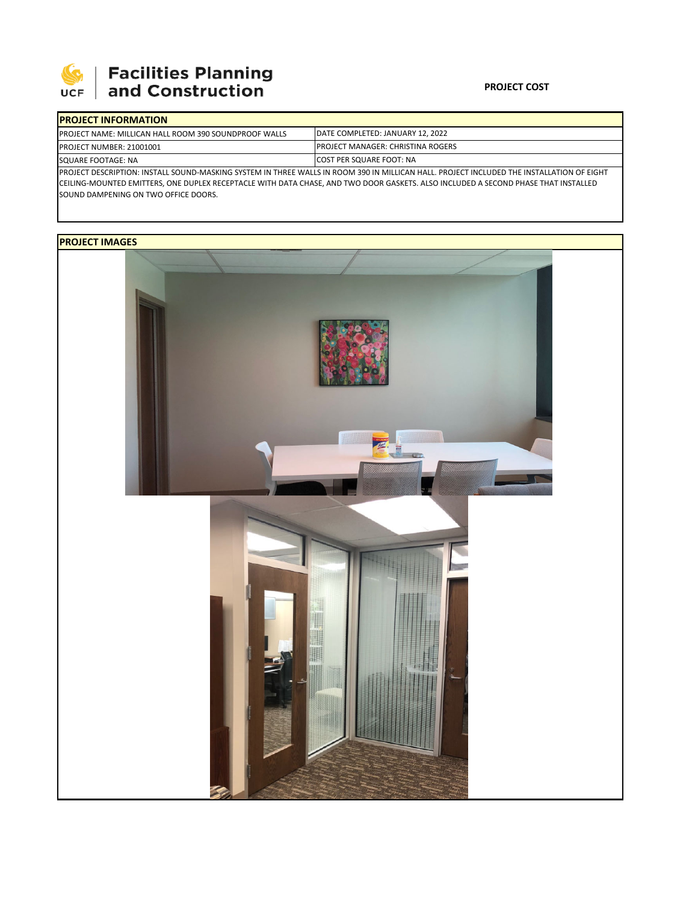# Facilities Planning and Construction

**PROJECT COST**

| **PROJECT INFORMATION** | |
|---|---|
| PROJECT NAME: MILLICAN HALL ROOM 390 SOUNDPROOF WALLS | DATE COMPLETED: JANUARY 12, 2022 |
| PROJECT NUMBER: 21001001 | PROJECT MANAGER: CHRISTINA ROGERS |
| SQUARE FOOTAGE: NA | COST PER SQUARE FOOT: NA |

PROJECT DESCRIPTION: INSTALL SOUND-MASKING SYSTEM IN THREE WALLS IN ROOM 390 IN MILLICAN HALL. PROJECT INCLUDED THE INSTALLATION OF EIGHT CEILING-MOUNTED EMITTERS, ONE DUPLEX RECEPTACLE WITH DATA CHASE, AND TWO DOOR GASKETS. ALSO INCLUDED A SECOND PHASE THAT INSTALLED SOUND DAMPENING ON TWO OFFICE DOORS.

**PROJECT IMAGES**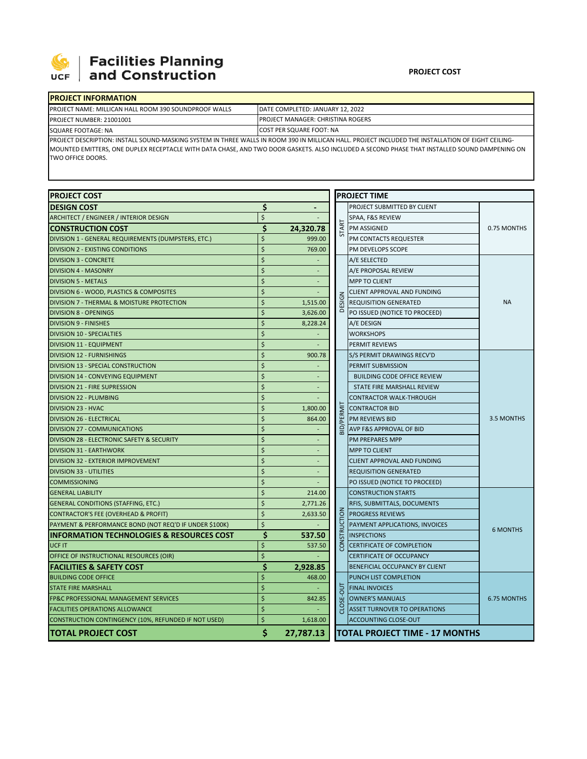Facilities Planning and Construction

**PROJECT COST**

| PROJECT INFORMATION | |
|---|---|
| PROJECT NAME: MILLICAN HALL ROOM 390 SOUNDPROOF WALLS | DATE COMPLETED: JANUARY 12, 2022 |
| PROJECT NUMBER: 21001001 | PROJECT MANAGER: CHRISTINA ROGERS |
| SQUARE FOOTAGE: NA | COST PER SQUARE FOOT: NA |

PROJECT DESCRIPTION: INSTALL SOUND-MASKING SYSTEM IN THREE WALLS IN ROOM 390 IN MILLICAN HALL. PROJECT INCLUDED THE INSTALLATION OF EIGHT CEILING-MOUNTED EMITTERS, ONE DUPLEX RECEPTACLE WITH DATA CHASE, AND TWO DOOR GASKETS. ALSO INCLUDED A SECOND PHASE THAT INSTALLED SOUND DAMPENING ON TWO OFFICE DOORS.

| PROJECT COST | |
|---|---|
| **DESIGN COST** | **$ -** |
| ARCHITECT / ENGINEER / INTERIOR DESIGN | $ - |
| **CONSTRUCTION COST** | **$ 24,320.78** |
| DIVISION 1 - GENERAL REQUIREMENTS (DUMPSTERS, ETC.) | $ 999.00 |
| DIVISION 2 - EXISTING CONDITIONS | $ 769.00 |
| DIVISION 3 - CONCRETE | $ - |
| DIVISION 4 - MASONRY | $ - |
| DIVISION 5 - METALS | $ - |
| DIVISION 6 - WOOD, PLASTICS & COMPOSITES | $ - |
| DIVISION 7 - THERMAL & MOISTURE PROTECTION | $ 1,515.00 |
| DIVISION 8 - OPENINGS | $ 3,626.00 |
| DIVISION 9 - FINISHES | $ 8,228.24 |
| DIVISION 10 - SPECIALTIES | $ - |
| DIVISION 11 - EQUIPMENT | $ - |
| DIVISION 12 - FURNISHINGS | $ 900.78 |
| DIVISION 13 - SPECIAL CONSTRUCTION | $ - |
| DIVISION 14 - CONVEYING EQUIPMENT | $ - |
| DIVISION 21 - FIRE SUPRESSION | $ - |
| DIVISION 22 - PLUMBING | $ - |
| DIVISION 23 - HVAC | $ 1,800.00 |
| DIVISION 26 - ELECTRICAL | $ 864.00 |
| DIVISION 27 - COMMUNICATIONS | $ - |
| DIVISION 28 - ELECTRONIC SAFETY & SECURITY | $ - |
| DIVISION 31 - EARTHWORK | $ - |
| DIVISION 32 - EXTERIOR IMPROVEMENT | $ - |
| DIVISION 33 - UTILITIES | $ - |
| COMMISSIONING | $ - |
| GENERAL LIABILITY | $ 214.00 |
| GENERAL CONDITIONS (STAFFING, ETC.) | $ 2,771.26 |
| CONTRACTOR'S FEE (OVERHEAD & PROFIT) | $ 2,633.50 |
| PAYMENT & PERFORMANCE BOND (NOT REQ'D IF UNDER $100K) | $ - |
| **INFORMATION TECHNOLOGIES & RESOURCES COST** | **$ 537.50** |
| UCF IT | $ 537.50 |
| OFFICE OF INSTRUCTIONAL RESOURCES (OIR) | $ - |
| **FACILITIES & SAFETY COST** | **$ 2,928.85** |
| BUILDING CODE OFFICE | $ 468.00 |
| STATE FIRE MARSHALL | $ - |
| FP&C PROFESSIONAL MANAGEMENT SERVICES | $ 842.85 |
| FACILITIES OPERATIONS ALLOWANCE | $ - |
| CONSTRUCTION CONTINGENCY (10%, REFUNDED IF NOT USED) | $ 1,618.00 |
| **TOTAL PROJECT COST** | **$ 27,787.13** |

| PROJECT TIME | | |
|---|---|---|
| START | PROJECT SUBMITTED BY CLIENT | 0.75 MONTHS |
| | SPAA, F&S REVIEW | |
| | PM ASSIGNED | |
| | PM CONTACTS REQUESTER | |
| | PM DEVELOPS SCOPE | |
| DESIGN | A/E SELECTED | NA |
| | A/E PROPOSAL REVIEW | |
| | MPP TO CLIENT | |
| | CLIENT APPROVAL AND FUNDING | |
| | REQUISITION GENERATED | |
| | PO ISSUED (NOTICE TO PROCEED) | |
| | A/E DESIGN | |
| | WORKSHOPS | |
| | PERMIT REVIEWS | |
| BID/PERMIT | S/S PERMIT DRAWINGS RECV'D | 3.5 MONTHS |
| | PERMIT SUBMISSION | |
| | BUILDING CODE OFFICE REVIEW | |
| | STATE FIRE MARSHALL REVIEW | |
| | CONTRACTOR WALK-THROUGH | |
| | CONTRACTOR BID | |
| | PM REVIEWS BID | |
| | AVP F&S APPROVAL OF BID | |
| | PM PREPARES MPP | |
| | MPP TO CLIENT | |
| | CLIENT APPROVAL AND FUNDING | |
| | REQUISITION GENERATED | |
| | PO ISSUED (NOTICE TO PROCEED) | |
| CONSTRUCTION | CONSTRUCTION STARTS | 6 MONTHS |
| | RFIS, SUBMITTALS, DOCUMENTS | |
| | PROGRESS REVIEWS | |
| | PAYMENT APPLICATIONS, INVOICES | |
| | INSPECTIONS | |
| | CERTIFICATE OF COMPLETION | |
| | CERTIFICATE OF OCCUPANCY | |
| | BENEFICIAL OCCUPANCY BY CLIENT | |
| CLOSE-OUT | PUNCH LIST COMPLETION | 6.75 MONTHS |
| | FINAL INVOICES | |
| | OWNER'S MANUALS | |
| | ASSET TURNOVER TO OPERATIONS | |
| | ACCOUNTING CLOSE-OUT | |
| **TOTAL PROJECT TIME - 17 MONTHS** | | |